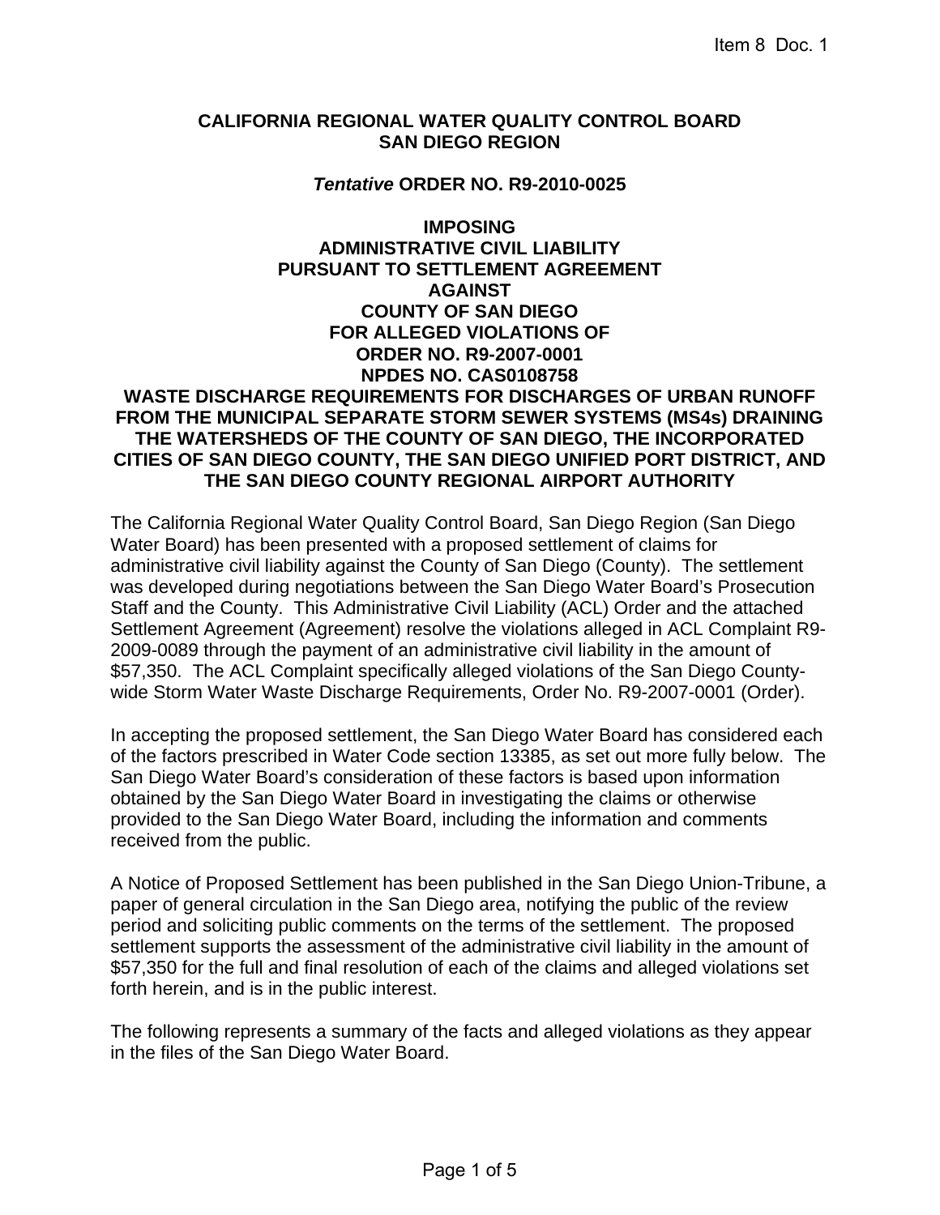Item 8 Doc. 1

# CALIFORNIA REGIONAL WATER QUALITY CONTROL BOARD SAN DIEGO REGION

## *Tentative* ORDER NO. R9-2010-0025

## IMPOSING ADMINISTRATIVE CIVIL LIABILITY PURSUANT TO SETTLEMENT AGREEMENT AGAINST COUNTY OF SAN DIEGO FOR ALLEGED VIOLATIONS OF ORDER NO. R9-2007-0001 NPDES NO. CAS0108758 WASTE DISCHARGE REQUIREMENTS FOR DISCHARGES OF URBAN RUNOFF FROM THE MUNICIPAL SEPARATE STORM SEWER SYSTEMS (MS4s) DRAINING THE WATERSHEDS OF THE COUNTY OF SAN DIEGO, THE INCORPORATED CITIES OF SAN DIEGO COUNTY, THE SAN DIEGO UNIFIED PORT DISTRICT, AND THE SAN DIEGO COUNTY REGIONAL AIRPORT AUTHORITY

The California Regional Water Quality Control Board, San Diego Region (San Diego Water Board) has been presented with a proposed settlement of claims for administrative civil liability against the County of San Diego (County). The settlement was developed during negotiations between the San Diego Water Board's Prosecution Staff and the County. This Administrative Civil Liability (ACL) Order and the attached Settlement Agreement (Agreement) resolve the violations alleged in ACL Complaint R9-2009-0089 through the payment of an administrative civil liability in the amount of $57,350. The ACL Complaint specifically alleged violations of the San Diego County-wide Storm Water Waste Discharge Requirements, Order No. R9-2007-0001 (Order).

In accepting the proposed settlement, the San Diego Water Board has considered each of the factors prescribed in Water Code section 13385, as set out more fully below. The San Diego Water Board's consideration of these factors is based upon information obtained by the San Diego Water Board in investigating the claims or otherwise provided to the San Diego Water Board, including the information and comments received from the public.

A Notice of Proposed Settlement has been published in the San Diego Union-Tribune, a paper of general circulation in the San Diego area, notifying the public of the review period and soliciting public comments on the terms of the settlement. The proposed settlement supports the assessment of the administrative civil liability in the amount of $57,350 for the full and final resolution of each of the claims and alleged violations set forth herein, and is in the public interest.

The following represents a summary of the facts and alleged violations as they appear in the files of the San Diego Water Board.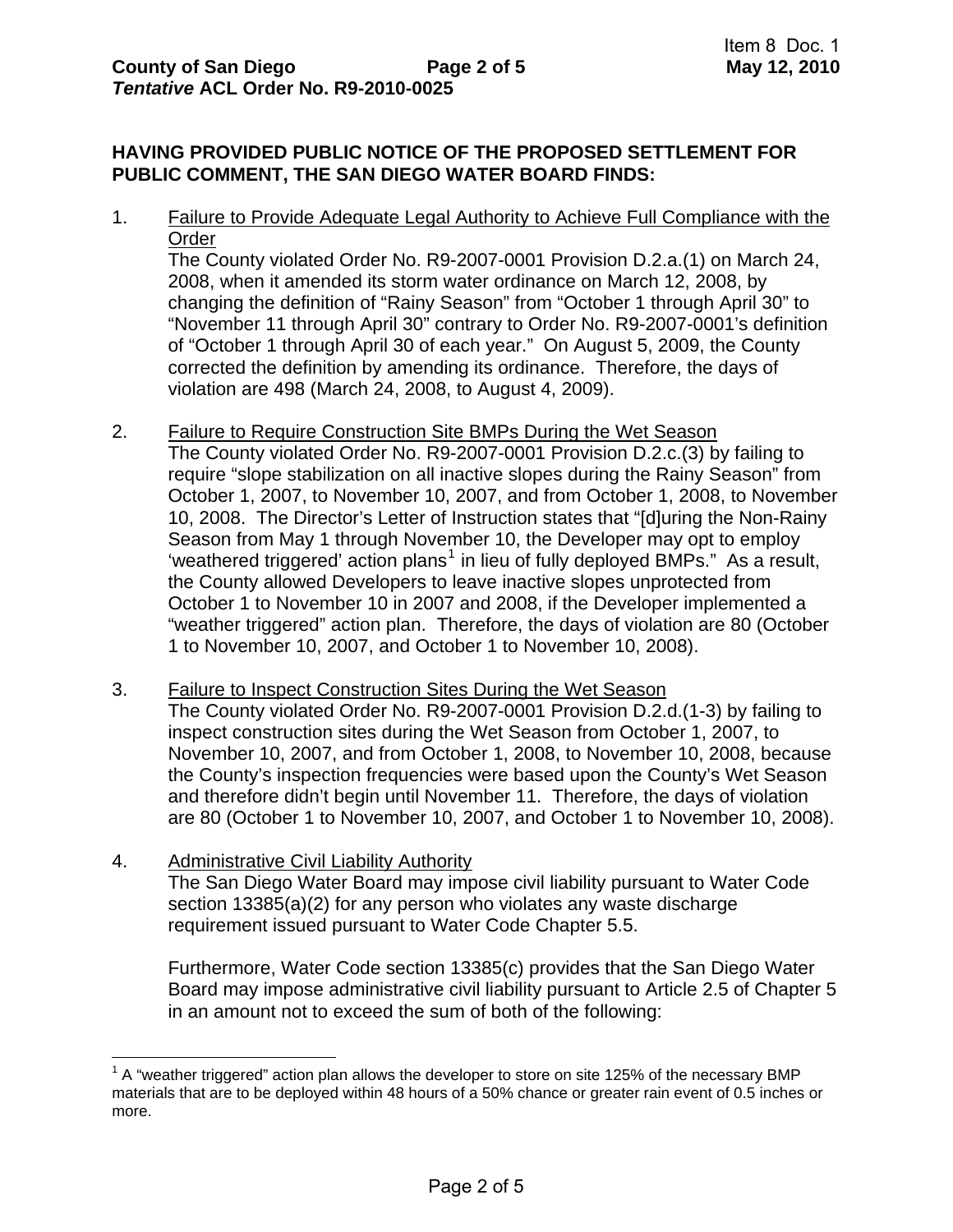**HAVING PROVIDED PUBLIC NOTICE OF THE PROPOSED SETTLEMENT FOR PUBLIC COMMENT, THE SAN DIEGO WATER BOARD FINDS:**

1. <u>Failure to Provide Adequate Legal Authority to Achieve Full Compliance with the Order</u>
   The County violated Order No. R9-2007-0001 Provision D.2.a.(1) on March 24, 2008, when it amended its storm water ordinance on March 12, 2008, by changing the definition of "Rainy Season" from "October 1 through April 30" to "November 11 through April 30" contrary to Order No. R9-2007-0001's definition of "October 1 through April 30 of each year." On August 5, 2009, the County corrected the definition by amending its ordinance. Therefore, the days of violation are 498 (March 24, 2008, to August 4, 2009).

2. <u>Failure to Require Construction Site BMPs During the Wet Season</u>
   The County violated Order No. R9-2007-0001 Provision D.2.c.(3) by failing to require "slope stabilization on all inactive slopes during the Rainy Season" from October 1, 2007, to November 10, 2007, and from October 1, 2008, to November 10, 2008. The Director's Letter of Instruction states that "[d]uring the Non-Rainy Season from May 1 through November 10, the Developer may opt to employ 'weathered triggered' action plans[1] in lieu of fully deployed BMPs." As a result, the County allowed Developers to leave inactive slopes unprotected from October 1 to November 10 in 2007 and 2008, if the Developer implemented a "weather triggered" action plan. Therefore, the days of violation are 80 (October 1 to November 10, 2007, and October 1 to November 10, 2008).

3. <u>Failure to Inspect Construction Sites During the Wet Season</u>
   The County violated Order No. R9-2007-0001 Provision D.2.d.(1-3) by failing to inspect construction sites during the Wet Season from October 1, 2007, to November 10, 2007, and from October 1, 2008, to November 10, 2008, because the County's inspection frequencies were based upon the County's Wet Season and therefore didn't begin until November 11. Therefore, the days of violation are 80 (October 1 to November 10, 2007, and October 1 to November 10, 2008).

4. <u>Administrative Civil Liability Authority</u>
   The San Diego Water Board may impose civil liability pursuant to Water Code section 13385(a)(2) for any person who violates any waste discharge requirement issued pursuant to Water Code Chapter 5.5.

   Furthermore, Water Code section 13385(c) provides that the San Diego Water Board may impose administrative civil liability pursuant to Article 2.5 of Chapter 5 in an amount not to exceed the sum of both of the following:

---

[1] A "weather triggered" action plan allows the developer to store on site 125% of the necessary BMP materials that are to be deployed within 48 hours of a 50% chance or greater rain event of 0.5 inches or more.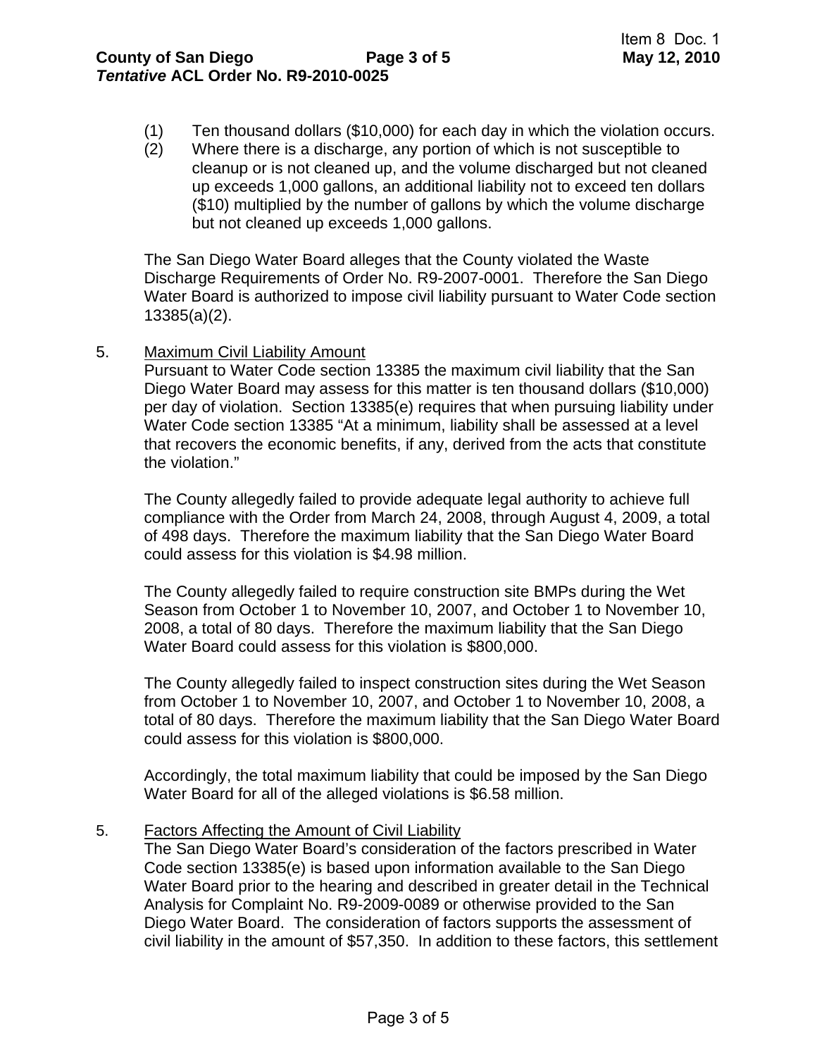(1) Ten thousand dollars ($10,000) for each day in which the violation occurs.

(2) Where there is a discharge, any portion of which is not susceptible to cleanup or is not cleaned up, and the volume discharged but not cleaned up exceeds 1,000 gallons, an additional liability not to exceed ten dollars ($10) multiplied by the number of gallons by which the volume discharge but not cleaned up exceeds 1,000 gallons.

The San Diego Water Board alleges that the County violated the Waste Discharge Requirements of Order No. R9-2007-0001. Therefore the San Diego Water Board is authorized to impose civil liability pursuant to Water Code section 13385(a)(2).

5. Maximum Civil Liability Amount

Pursuant to Water Code section 13385 the maximum civil liability that the San Diego Water Board may assess for this matter is ten thousand dollars ($10,000) per day of violation. Section 13385(e) requires that when pursuing liability under Water Code section 13385 "At a minimum, liability shall be assessed at a level that recovers the economic benefits, if any, derived from the acts that constitute the violation."

The County allegedly failed to provide adequate legal authority to achieve full compliance with the Order from March 24, 2008, through August 4, 2009, a total of 498 days. Therefore the maximum liability that the San Diego Water Board could assess for this violation is $4.98 million.

The County allegedly failed to require construction site BMPs during the Wet Season from October 1 to November 10, 2007, and October 1 to November 10, 2008, a total of 80 days. Therefore the maximum liability that the San Diego Water Board could assess for this violation is $800,000.

The County allegedly failed to inspect construction sites during the Wet Season from October 1 to November 10, 2007, and October 1 to November 10, 2008, a total of 80 days. Therefore the maximum liability that the San Diego Water Board could assess for this violation is $800,000.

Accordingly, the total maximum liability that could be imposed by the San Diego Water Board for all of the alleged violations is $6.58 million.

5. Factors Affecting the Amount of Civil Liability

The San Diego Water Board's consideration of the factors prescribed in Water Code section 13385(e) is based upon information available to the San Diego Water Board prior to the hearing and described in greater detail in the Technical Analysis for Complaint No. R9-2009-0089 or otherwise provided to the San Diego Water Board. The consideration of factors supports the assessment of civil liability in the amount of $57,350. In addition to these factors, this settlement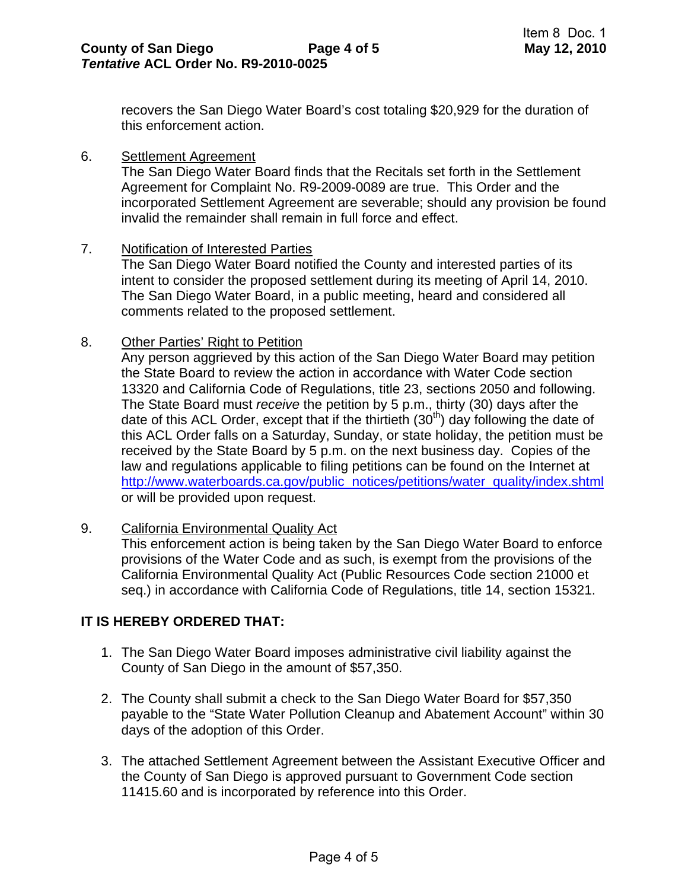recovers the San Diego Water Board's cost totaling $20,929 for the duration of this enforcement action.

6. Settlement Agreement
The San Diego Water Board finds that the Recitals set forth in the Settlement Agreement for Complaint No. R9-2009-0089 are true. This Order and the incorporated Settlement Agreement are severable; should any provision be found invalid the remainder shall remain in full force and effect.

7. Notification of Interested Parties
The San Diego Water Board notified the County and interested parties of its intent to consider the proposed settlement during its meeting of April 14, 2010. The San Diego Water Board, in a public meeting, heard and considered all comments related to the proposed settlement.

8. Other Parties' Right to Petition
Any person aggrieved by this action of the San Diego Water Board may petition the State Board to review the action in accordance with Water Code section 13320 and California Code of Regulations, title 23, sections 2050 and following. The State Board must *receive* the petition by 5 p.m., thirty (30) days after the date of this ACL Order, except that if the thirtieth (30th) day following the date of this ACL Order falls on a Saturday, Sunday, or state holiday, the petition must be received by the State Board by 5 p.m. on the next business day. Copies of the law and regulations applicable to filing petitions can be found on the Internet at http://www.waterboards.ca.gov/public_notices/petitions/water_quality/index.shtml or will be provided upon request.

9. California Environmental Quality Act
This enforcement action is being taken by the San Diego Water Board to enforce provisions of the Water Code and as such, is exempt from the provisions of the California Environmental Quality Act (Public Resources Code section 21000 et seq.) in accordance with California Code of Regulations, title 14, section 15321.

**IT IS HEREBY ORDERED THAT:**

1. The San Diego Water Board imposes administrative civil liability against the County of San Diego in the amount of $57,350.

2. The County shall submit a check to the San Diego Water Board for $57,350 payable to the "State Water Pollution Cleanup and Abatement Account" within 30 days of the adoption of this Order.

3. The attached Settlement Agreement between the Assistant Executive Officer and the County of San Diego is approved pursuant to Government Code section 11415.60 and is incorporated by reference into this Order.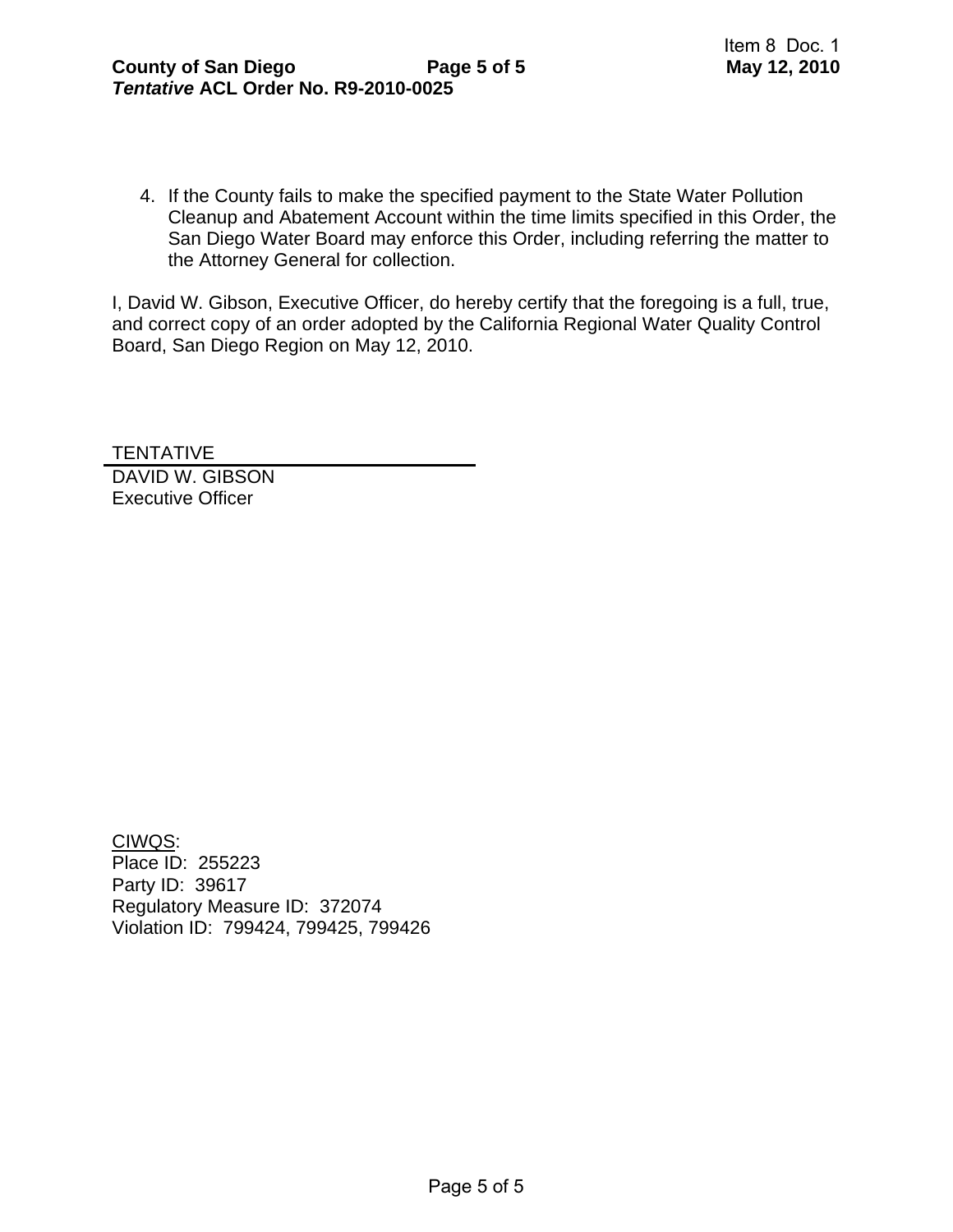4. If the County fails to make the specified payment to the State Water Pollution Cleanup and Abatement Account within the time limits specified in this Order, the San Diego Water Board may enforce this Order, including referring the matter to the Attorney General for collection.

I, David W. Gibson, Executive Officer, do hereby certify that the foregoing is a full, true, and correct copy of an order adopted by the California Regional Water Quality Control Board, San Diego Region on May 12, 2010.

TENTATIVE
DAVID W. GIBSON
Executive Officer

CIWQS:
Place ID: 255223
Party ID: 39617
Regulatory Measure ID: 372074
Violation ID: 799424, 799425, 799426